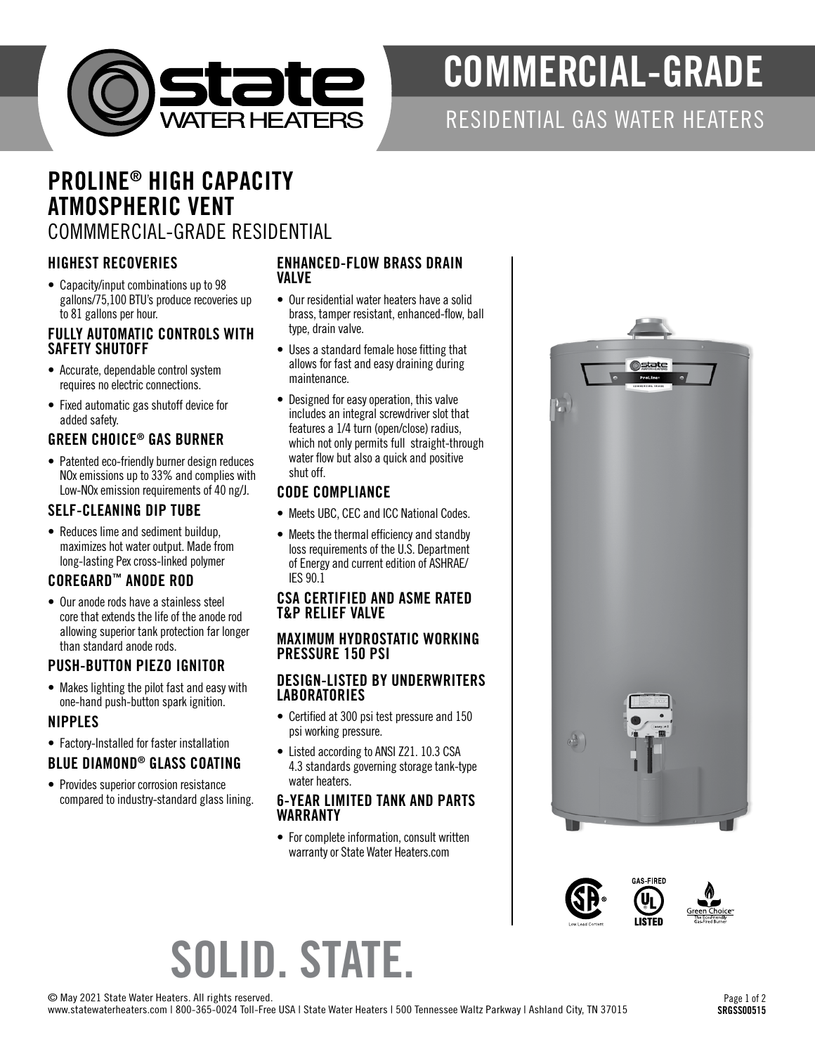# COMMERCIAL-GRADE

RESIDENTIAL GAS WATER HEATERS

## PROLINE® HIGH CAPACITY ATMOSPHERIC VENT

COMMMERCIAL-GRADE RESIDENTIAL

### HIGHEST RECOVERIES

- Capacity/input combinations up to 98 gallons/75,100 BTU's produce recoveries up to 81 gallons per hour.

### FULLY AUTOMATIC CONTROLS WITH SAFETY SHUTOFF

- Accurate, dependable control system requires no electric connections.
- Fixed automatic gas shutoff device for added safety.

### GREEN CHOICE® GAS BURNER

- Patented eco-friendly burner design reduces NOx emissions up to 33% and complies with Low-NOx emission requirements of 40 ng/J.

### SELF-CLEANING DIP TUBE

- Reduces lime and sediment buildup, maximizes hot water output. Made from long-lasting Pex cross-linked polymer

### COREGARD™ ANODE ROD

- Our anode rods have a stainless steel core that extends the life of the anode rod allowing superior tank protection far longer than standard anode rods.

### PUSH-BUTTON PIEZO IGNITOR

- Makes lighting the pilot fast and easy with one-hand push-button spark ignition.

### NIPPLES

- Factory-Installed for faster installation

### BLUE DIAMOND® GLASS COATING

- Provides superior corrosion resistance compared to industry-standard glass lining.

### ENHANCED-FLOW BRASS DRAIN VALVE

- Our residential water heaters have a solid brass, tamper resistant, enhanced-flow, ball type, drain valve.
- Uses a standard female hose fitting that allows for fast and easy draining during maintenance.
- Designed for easy operation, this valve includes an integral screwdriver slot that features a 1/4 turn (open/close) radius, which not only permits full straight-through water flow but also a quick and positive shut off.

### CODE COMPLIANCE

- Meets UBC, CEC and ICC National Codes.
- Meets the thermal efficiency and standby loss requirements of the U.S. Department of Energy and current edition of ASHRAE/ IES 90.1

### CSA CERTIFIED AND ASME RATED T&P RELIEF VALVE

### MAXIMUM HYDROSTATIC WORKING PRESSURE 150 PSI

### DESIGN-LISTED BY UNDERWRITERS LABORATORIES

- Certified at 300 psi test pressure and 150 psi working pressure.
- Listed according to ANSI Z21. 10.3 CSA 4.3 standards governing storage tank-type water heaters.

### 6-YEAR LIMITED TANK AND PARTS WARRANTY

- For complete information, consult written warranty or State Water Heaters.com

# SOLID. STATE.

© May 2021 State Water Heaters. All rights reserved.
www.statewaterheaters.com | 800-365-0024 Toll-Free USA | State Water Heaters | 500 Tennessee Waltz Parkway | Ashland City, TN 37015

SRGSS00515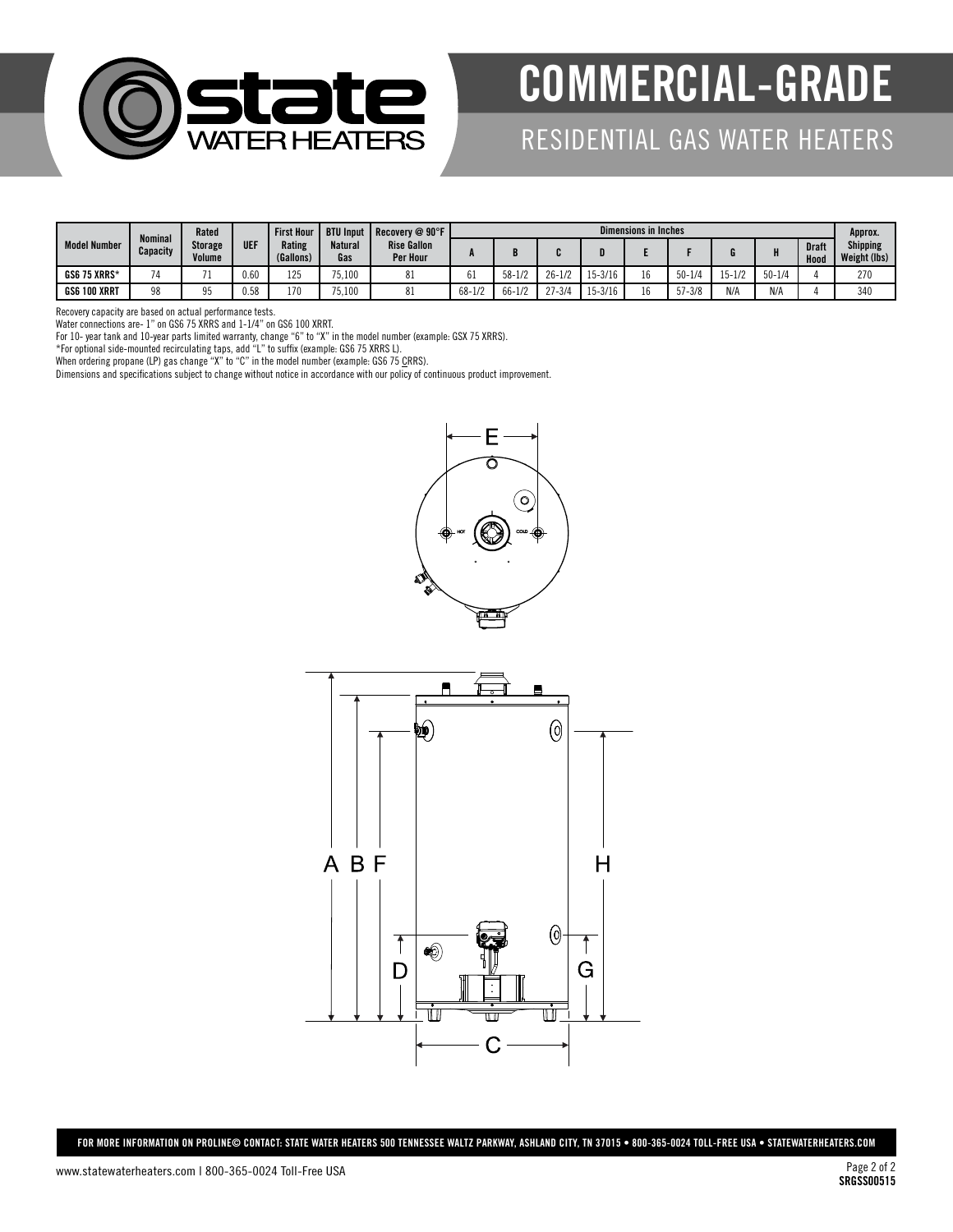# COMMERCIAL-GRADE

## RESIDENTIAL GAS WATER HEATERS

| Model Number | Nominal Capacity | Rated Storage Volume | UEF | First Hour Rating (Gallons) | BTU Input Natural Gas | Recovery @ 90°F Rise Gallon Per Hour | Dimensions in Inches | | | | | | | | | Approx. Shipping Weight (lbs) |
|---|---|---|---|---|---|---|---|---|---|---|---|---|---|---|---|---|
| | | | | | | | A | B | C | D | E | F | G | H | Draft Hood | |
| **GS6 75 XRRS*** | 74 | 71 | 0.60 | 125 | 75,100 | 81 | 61 | 58-1/2 | 26-1/2 | 15-3/16 | 16 | 50-1/4 | 15-1/2 | 50-1/4 | 4 | 270 |
| **GS6 100 XRRT** | 98 | 95 | 0.58 | 170 | 75,100 | 81 | 68-1/2 | 66-1/2 | 27-3/4 | 15-3/16 | 16 | 57-3/8 | N/A | N/A | 4 | 340 |

Recovery capacity are based on actual performance tests.
Water connections are- 1" on GS6 75 XRRS and 1-1/4" on GS6 100 XRRT.
For 10- year tank and 10-year parts limited warranty, change "6" to "X" in the model number (example: GSX 75 XRRS).
*For optional side-mounted recirculating taps, add "L" to suffix (example: GS6 75 XRRS L).
When ordering propane (LP) gas change "X" to "C" in the model number (example: GS6 75 CRRS).
Dimensions and specifications subject to change without notice in accordance with our policy of continuous product improvement.

E
HOT
COLD

A B F
H
D
G
C

**FOR MORE INFORMATION ON PROLINE© CONTACT: STATE WATER HEATERS 500 TENNESSEE WALTZ PARKWAY, ASHLAND CITY, TN 37015 • 800-365-0024 TOLL-FREE USA • STATEWATERHEATERS.COM**

www.statewaterheaters.com | 800-365-0024 Toll-Free USA

**SRGSS00515**